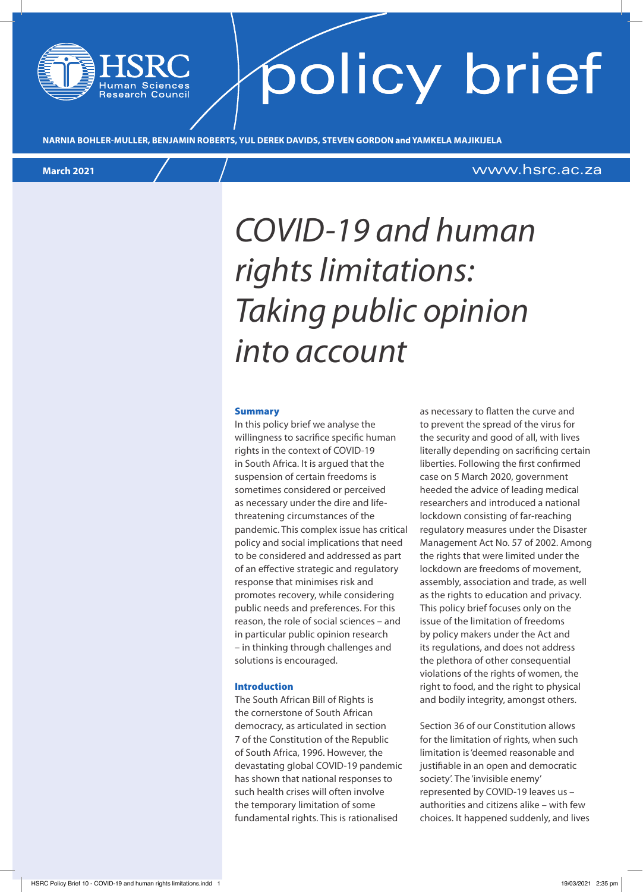# policy brief

**NARNIA BOHLER-MULLER, BENJAMIN ROBERTS, YUL DEREK DAVIDS, STEVEN GORDON and YAMKELA MAJIKIJELA**

**March 2021**

www.hsrc.ac.za

# *COVID-19 and human rights limitations: Taking public opinion into account*

## Summary

In this policy brief we analyse the willingness to sacrifice specific human rights in the context of COVID-19 in South Africa. It is argued that the suspension of certain freedoms is sometimes considered or perceived as necessary under the dire and life-threatening circumstances of the pandemic. This complex issue has critical policy and social implications that need to be considered and addressed as part of an effective strategic and regulatory response that minimises risk and promotes recovery, while considering public needs and preferences. For this reason, the role of social sciences – and in particular public opinion research – in thinking through challenges and solutions is encouraged.

## Introduction

The South African Bill of Rights is the cornerstone of South African democracy, as articulated in section 7 of the Constitution of the Republic of South Africa, 1996. However, the devastating global COVID-19 pandemic has shown that national responses to such health crises will often involve the temporary limitation of some fundamental rights. This is rationalised as necessary to flatten the curve and to prevent the spread of the virus for the security and good of all, with lives literally depending on sacrificing certain liberties. Following the first confirmed case on 5 March 2020, government heeded the advice of leading medical researchers and introduced a national lockdown consisting of far-reaching regulatory measures under the Disaster Management Act No. 57 of 2002. Among the rights that were limited under the lockdown are freedoms of movement, assembly, association and trade, as well as the rights to education and privacy. This policy brief focuses only on the issue of the limitation of freedoms by policy makers under the Act and its regulations, and does not address the plethora of other consequential violations of the rights of women, the right to food, and the right to physical and bodily integrity, amongst others.

Section 36 of our Constitution allows for the limitation of rights, when such limitation is 'deemed reasonable and justifiable in an open and democratic society'. The 'invisible enemy' represented by COVID-19 leaves us – authorities and citizens alike – with few choices. It happened suddenly, and lives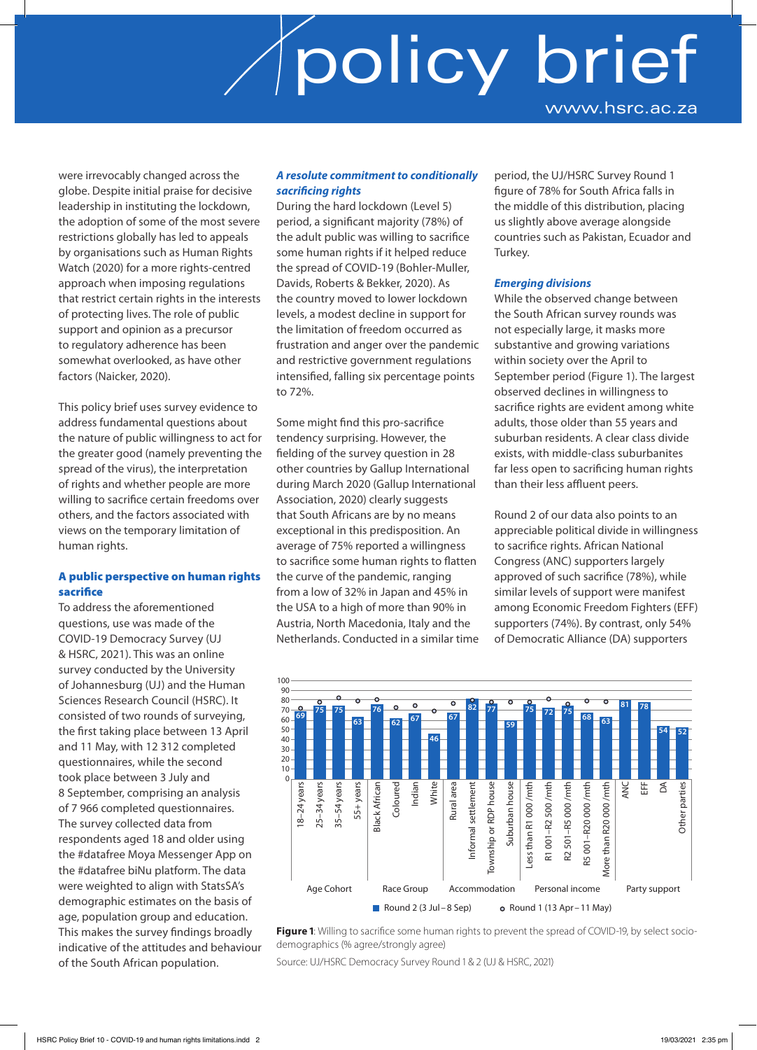were irrevocably changed across the globe. Despite initial praise for decisive leadership in instituting the lockdown, the adoption of some of the most severe restrictions globally has led to appeals by organisations such as Human Rights Watch (2020) for a more rights-centred approach when imposing regulations that restrict certain rights in the interests of protecting lives. The role of public support and opinion as a precursor to regulatory adherence has been somewhat overlooked, as have other factors (Naicker, 2020).

This policy brief uses survey evidence to address fundamental questions about the nature of public willingness to act for the greater good (namely preventing the spread of the virus), the interpretation of rights and whether people are more willing to sacrifice certain freedoms over others, and the factors associated with views on the temporary limitation of human rights.

## A public perspective on human rights sacrifice

To address the aforementioned questions, use was made of the COVID-19 Democracy Survey (UJ & HSRC, 2021). This was an online survey conducted by the University of Johannesburg (UJ) and the Human Sciences Research Council (HSRC). It consisted of two rounds of surveying, the first taking place between 13 April and 11 May, with 12 312 completed questionnaires, while the second took place between 3 July and 8 September, comprising an analysis of 7 966 completed questionnaires. The survey collected data from respondents aged 18 and older using the #datafree Moya Messenger App on the #datafree biNu platform. The data were weighted to align with StatsSA's demographic estimates on the basis of age, population group and education. This makes the survey findings broadly indicative of the attitudes and behaviour of the South African population.

### *A resolute commitment to conditionally sacrificing rights*

During the hard lockdown (Level 5) period, a significant majority (78%) of the adult public was willing to sacrifice some human rights if it helped reduce the spread of COVID-19 (Bohler-Muller, Davids, Roberts & Bekker, 2020). As the country moved to lower lockdown levels, a modest decline in support for the limitation of freedom occurred as frustration and anger over the pandemic and restrictive government regulations intensified, falling six percentage points to 72%.

Some might find this pro-sacrifice tendency surprising. However, the fielding of the survey question in 28 other countries by Gallup International during March 2020 (Gallup International Association, 2020) clearly suggests that South Africans are by no means exceptional in this predisposition. An average of 75% reported a willingness to sacrifice some human rights to flatten the curve of the pandemic, ranging from a low of 32% in Japan and 45% in the USA to a high of more than 90% in Austria, North Macedonia, Italy and the Netherlands. Conducted in a similar time period, the UJ/HSRC Survey Round 1 figure of 78% for South Africa falls in the middle of this distribution, placing us slightly above average alongside countries such as Pakistan, Ecuador and Turkey.

### *Emerging divisions*

While the observed change between the South African survey rounds was not especially large, it masks more substantive and growing variations within society over the April to September period (Figure 1). The largest observed declines in willingness to sacrifice rights are evident among white adults, those older than 55 years and suburban residents. A clear class divide exists, with middle-class suburbanites far less open to sacrificing human rights than their less affluent peers.

Round 2 of our data also points to an appreciable political divide in willingness to sacrifice rights. African National Congress (ANC) supporters largely approved of such sacrifice (78%), while similar levels of support were manifest among Economic Freedom Fighters (EFF) supporters (74%). By contrast, only 54% of Democratic Alliance (DA) supporters

| Group | Category | Round 2 (3 Jul – 8 Sep) |
|---|---|---|
| Age Cohort | 18–24 years | 69 |
| | 25–34 years | 75 |
| | 35–54 years | 75 |
| | 55+ years | 63 |
| Race Group | Black African | 76 |
| | Coloured | 62 |
| | Indian | 67 |
| | White | 46 |
| Accommodation | Rural area | 67 |
| | Informal settlement | 82 |
| | Township or RDP house | 77 |
| | Suburban house | 59 |
| Personal income | Less than R1 000 /mth | 75 |
| | R1 001–R2 500 /mth | 72 |
| | R2 501–R5 000 /mth | 75 |
| | R5 001–R20 000 /mth | 68 |
| | More than R20 000 /mth | 63 |
| Party support | ANC | 81 |
| | EFF | 78 |
| | DA | 54 |
| | Other parties | 52 |

**Figure 1**: Willing to sacrifice some human rights to prevent the spread of COVID-19, by select socio-demographics (% agree/strongly agree)

Source: UJ/HSRC Democracy Survey Round 1 & 2 (UJ & HSRC, 2021)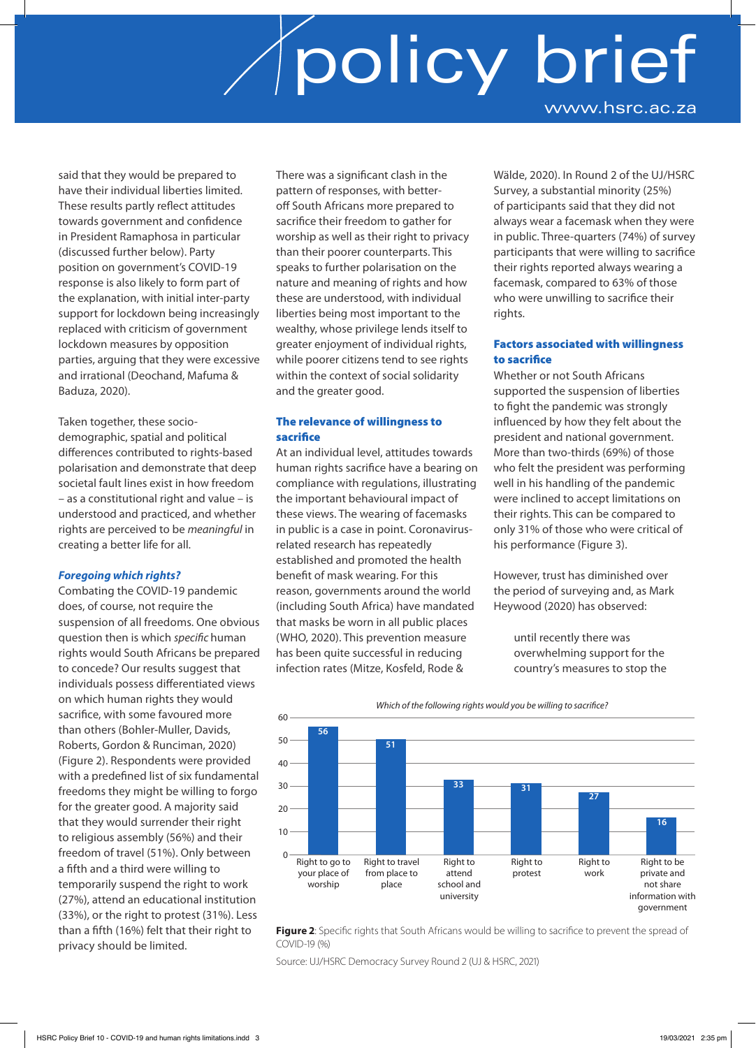said that they would be prepared to have their individual liberties limited. These results partly reflect attitudes towards government and confidence in President Ramaphosa in particular (discussed further below). Party position on government's COVID-19 response is also likely to form part of the explanation, with initial inter-party support for lockdown being increasingly replaced with criticism of government lockdown measures by opposition parties, arguing that they were excessive and irrational (Deochand, Mafuma & Baduza, 2020).

Taken together, these socio-demographic, spatial and political differences contributed to rights-based polarisation and demonstrate that deep societal fault lines exist in how freedom – as a constitutional right and value – is understood and practiced, and whether rights are perceived to be *meaningful* in creating a better life for all.

### *Foregoing which rights?*

Combating the COVID-19 pandemic does, of course, not require the suspension of all freedoms. One obvious question then is which *specific* human rights would South Africans be prepared to concede? Our results suggest that individuals possess differentiated views on which human rights they would sacrifice, with some favoured more than others (Bohler-Muller, Davids, Roberts, Gordon & Runciman, 2020) (Figure 2). Respondents were provided with a predefined list of six fundamental freedoms they might be willing to forgo for the greater good. A majority said that they would surrender their right to religious assembly (56%) and their freedom of travel (51%). Only between a fifth and a third were willing to temporarily suspend the right to work (27%), attend an educational institution (33%), or the right to protest (31%). Less than a fifth (16%) felt that their right to privacy should be limited.

There was a significant clash in the pattern of responses, with better-off South Africans more prepared to sacrifice their freedom to gather for worship as well as their right to privacy than their poorer counterparts. This speaks to further polarisation on the nature and meaning of rights and how these are understood, with individual liberties being most important to the wealthy, whose privilege lends itself to greater enjoyment of individual rights, while poorer citizens tend to see rights within the context of social solidarity and the greater good.

### The relevance of willingness to sacrifice

At an individual level, attitudes towards human rights sacrifice have a bearing on compliance with regulations, illustrating the important behavioural impact of these views. The wearing of facemasks in public is a case in point. Coronavirus-related research has repeatedly established and promoted the health benefit of mask wearing. For this reason, governments around the world (including South Africa) have mandated that masks be worn in all public places (WHO, 2020). This prevention measure has been quite successful in reducing infection rates (Mitze, Kosfeld, Rode & Wälde, 2020). In Round 2 of the UJ/HSRC Survey, a substantial minority (25%) of participants said that they did not always wear a facemask when they were in public. Three-quarters (74%) of survey participants that were willing to sacrifice their rights reported always wearing a facemask, compared to 63% of those who were unwilling to sacrifice their rights.

### Factors associated with willingness to sacrifice

Whether or not South Africans supported the suspension of liberties to fight the pandemic was strongly influenced by how they felt about the president and national government. More than two-thirds (69%) of those who felt the president was performing well in his handling of the pandemic were inclined to accept limitations on their rights. This can be compared to only 31% of those who were critical of his performance (Figure 3).

However, trust has diminished over the period of surveying and, as Mark Heywood (2020) has observed:

> until recently there was overwhelming support for the country's measures to stop the

*Which of the following rights would you be willing to sacrifice?*

| Right | % |
|---|---|
| Right to go to your place of worship | 56 |
| Right to travel from place to place | 51 |
| Right to attend school and university | 33 |
| Right to protest | 31 |
| Right to work | 27 |
| Right to be private and not share information with government | 16 |

**Figure 2**: Specific rights that South Africans would be willing to sacrifice to prevent the spread of COVID-19 (%)

Source: UJ/HSRC Democracy Survey Round 2 (UJ & HSRC, 2021)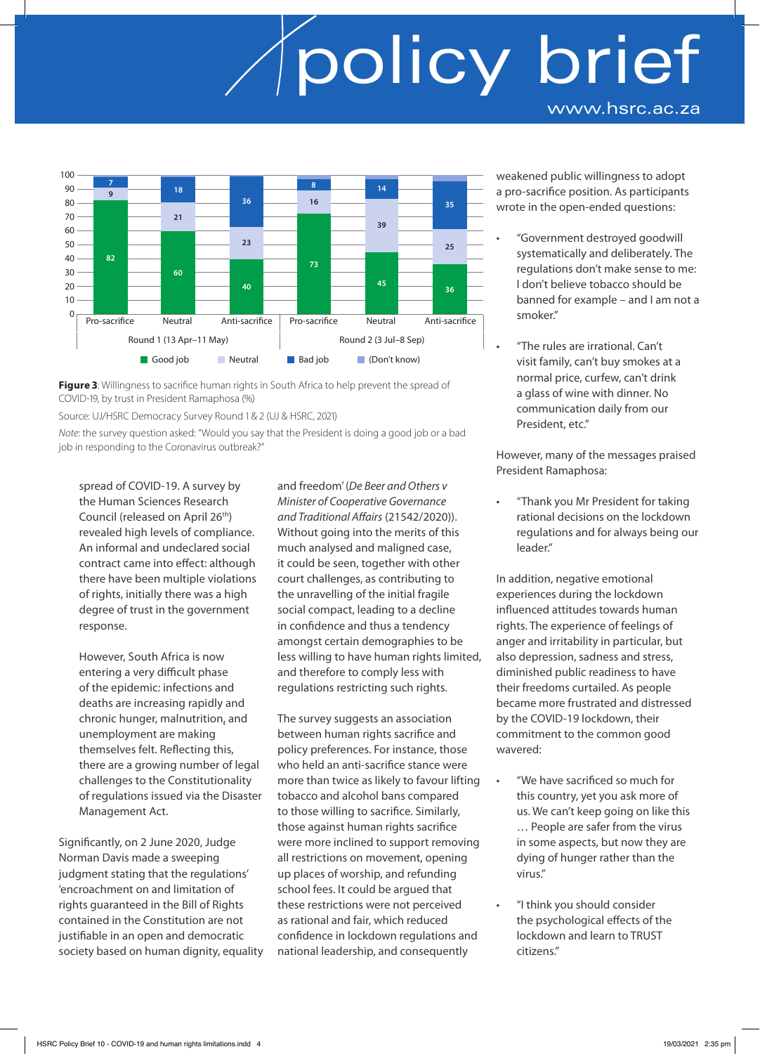| | Round 1 (13 Apr–11 May) | | | Round 2 (3 Jul–8 Sep) | | |
|---|---|---|---|---|---|---|
| | Pro-sacrifice | Neutral | Anti-sacrifice | Pro-sacrifice | Neutral | Anti-sacrifice |
| Good job | 82 | 60 | 40 | 73 | 45 | 36 |
| Neutral | 9 | 21 | 23 | 16 | 39 | 25 |
| Bad job | 7 | 18 | 36 | 8 | 14 | 35 |

**Figure 3**: Willingness to sacrifice human rights in South Africa to help prevent the spread of COVID-19, by trust in President Ramaphosa (%)

Source: UJ/HSRC Democracy Survey Round 1 & 2 (UJ & HSRC, 2021)

*Note*: the survey question asked: "Would you say that the President is doing a good job or a bad job in responding to the Coronavirus outbreak?"

spread of COVID-19. A survey by the Human Sciences Research Council (released on April 26th) revealed high levels of compliance. An informal and undeclared social contract came into effect: although there have been multiple violations of rights, initially there was a high degree of trust in the government response.

However, South Africa is now entering a very difficult phase of the epidemic: infections and deaths are increasing rapidly and chronic hunger, malnutrition, and unemployment are making themselves felt. Reflecting this, there are a growing number of legal challenges to the Constitutionality of regulations issued via the Disaster Management Act.

Significantly, on 2 June 2020, Judge Norman Davis made a sweeping judgment stating that the regulations' 'encroachment on and limitation of rights guaranteed in the Bill of Rights contained in the Constitution are not justifiable in an open and democratic society based on human dignity, equality and freedom' (*De Beer and Others v Minister of Cooperative Governance and Traditional Affairs* (21542/2020)). Without going into the merits of this much analysed and maligned case, it could be seen, together with other court challenges, as contributing to the unravelling of the initial fragile social compact, leading to a decline in confidence and thus a tendency amongst certain demographies to be less willing to have human rights limited, and therefore to comply less with regulations restricting such rights.

The survey suggests an association between human rights sacrifice and policy preferences. For instance, those who held an anti-sacrifice stance were more than twice as likely to favour lifting tobacco and alcohol bans compared to those willing to sacrifice. Similarly, those against human rights sacrifice were more inclined to support removing all restrictions on movement, opening up places of worship, and refunding school fees. It could be argued that these restrictions were not perceived as rational and fair, which reduced confidence in lockdown regulations and national leadership, and consequently weakened public willingness to adopt a pro-sacrifice position. As participants wrote in the open-ended questions:

- "Government destroyed goodwill systematically and deliberately. The regulations don't make sense to me: I don't believe tobacco should be banned for example – and I am not a smoker."
- "The rules are irrational. Can't visit family, can't buy smokes at a normal price, curfew, can't drink a glass of wine with dinner. No communication daily from our President, etc."

However, many of the messages praised President Ramaphosa:

- "Thank you Mr President for taking rational decisions on the lockdown regulations and for always being our leader."

In addition, negative emotional experiences during the lockdown influenced attitudes towards human rights. The experience of feelings of anger and irritability in particular, but also depression, sadness and stress, diminished public readiness to have their freedoms curtailed. As people became more frustrated and distressed by the COVID-19 lockdown, their commitment to the common good wavered:

- "We have sacrificed so much for this country, yet you ask more of us. We can't keep going on like this … People are safer from the virus in some aspects, but now they are dying of hunger rather than the virus."
- "I think you should consider the psychological effects of the lockdown and learn to TRUST citizens."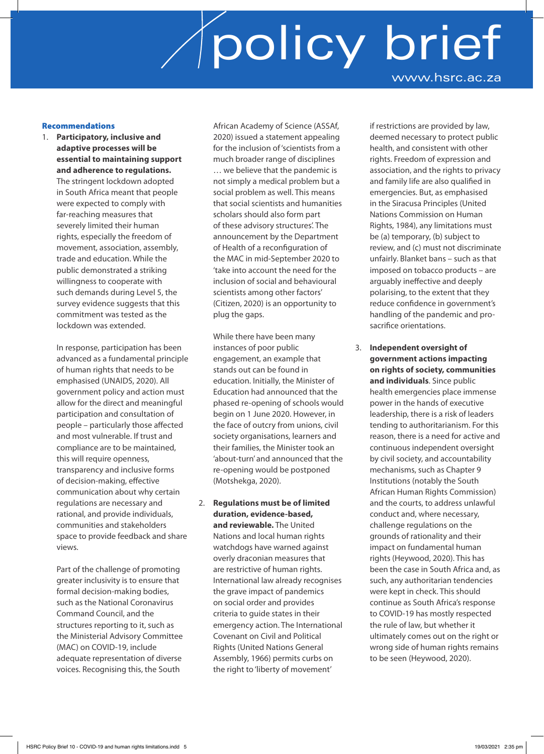## Recommendations

1. **Participatory, inclusive and adaptive processes will be essential to maintaining support and adherence to regulations.** The stringent lockdown adopted in South Africa meant that people were expected to comply with far-reaching measures that severely limited their human rights, especially the freedom of movement, association, assembly, trade and education. While the public demonstrated a striking willingness to cooperate with such demands during Level 5, the survey evidence suggests that this commitment was tested as the lockdown was extended.

   In response, participation has been advanced as a fundamental principle of human rights that needs to be emphasised (UNAIDS, 2020). All government policy and action must allow for the direct and meaningful participation and consultation of people – particularly those affected and most vulnerable. If trust and compliance are to be maintained, this will require openness, transparency and inclusive forms of decision-making, effective communication about why certain regulations are necessary and rational, and provide individuals, communities and stakeholders space to provide feedback and share views.

   Part of the challenge of promoting greater inclusivity is to ensure that formal decision-making bodies, such as the National Coronavirus Command Council, and the structures reporting to it, such as the Ministerial Advisory Committee (MAC) on COVID-19, include adequate representation of diverse voices. Recognising this, the South African Academy of Science (ASSAf, 2020) issued a statement appealing for the inclusion of 'scientists from a much broader range of disciplines … we believe that the pandemic is not simply a medical problem but a social problem as well. This means that social scientists and humanities scholars should also form part of these advisory structures'. The announcement by the Department of Health of a reconfiguration of the MAC in mid-September 2020 to 'take into account the need for the inclusion of social and behavioural scientists among other factors' (Citizen, 2020) is an opportunity to plug the gaps.

   While there have been many instances of poor public engagement, an example that stands out can be found in education. Initially, the Minister of Education had announced that the phased re-opening of schools would begin on 1 June 2020. However, in the face of outcry from unions, civil society organisations, learners and their families, the Minister took an 'about-turn' and announced that the re-opening would be postponed (Motshekga, 2020).

2. **Regulations must be of limited duration, evidence-based, and reviewable.** The United Nations and local human rights watchdogs have warned against overly draconian measures that are restrictive of human rights. International law already recognises the grave impact of pandemics on social order and provides criteria to guide states in their emergency action. The International Covenant on Civil and Political Rights (United Nations General Assembly, 1966) permits curbs on the right to 'liberty of movement' if restrictions are provided by law, deemed necessary to protect public health, and consistent with other rights. Freedom of expression and association, and the rights to privacy and family life are also qualified in emergencies. But, as emphasised in the Siracusa Principles (United Nations Commission on Human Rights, 1984), any limitations must be (a) temporary, (b) subject to review, and (c) must not discriminate unfairly. Blanket bans – such as that imposed on tobacco products – are arguably ineffective and deeply polarising, to the extent that they reduce confidence in government's handling of the pandemic and pro-sacrifice orientations.

3. **Independent oversight of government actions impacting on rights of society, communities and individuals**. Since public health emergencies place immense power in the hands of executive leadership, there is a risk of leaders tending to authoritarianism. For this reason, there is a need for active and continuous independent oversight by civil society, and accountability mechanisms, such as Chapter 9 Institutions (notably the South African Human Rights Commission) and the courts, to address unlawful conduct and, where necessary, challenge regulations on the grounds of rationality and their impact on fundamental human rights (Heywood, 2020). This has been the case in South Africa and, as such, any authoritarian tendencies were kept in check. This should continue as South Africa's response to COVID-19 has mostly respected the rule of law, but whether it ultimately comes out on the right or wrong side of human rights remains to be seen (Heywood, 2020).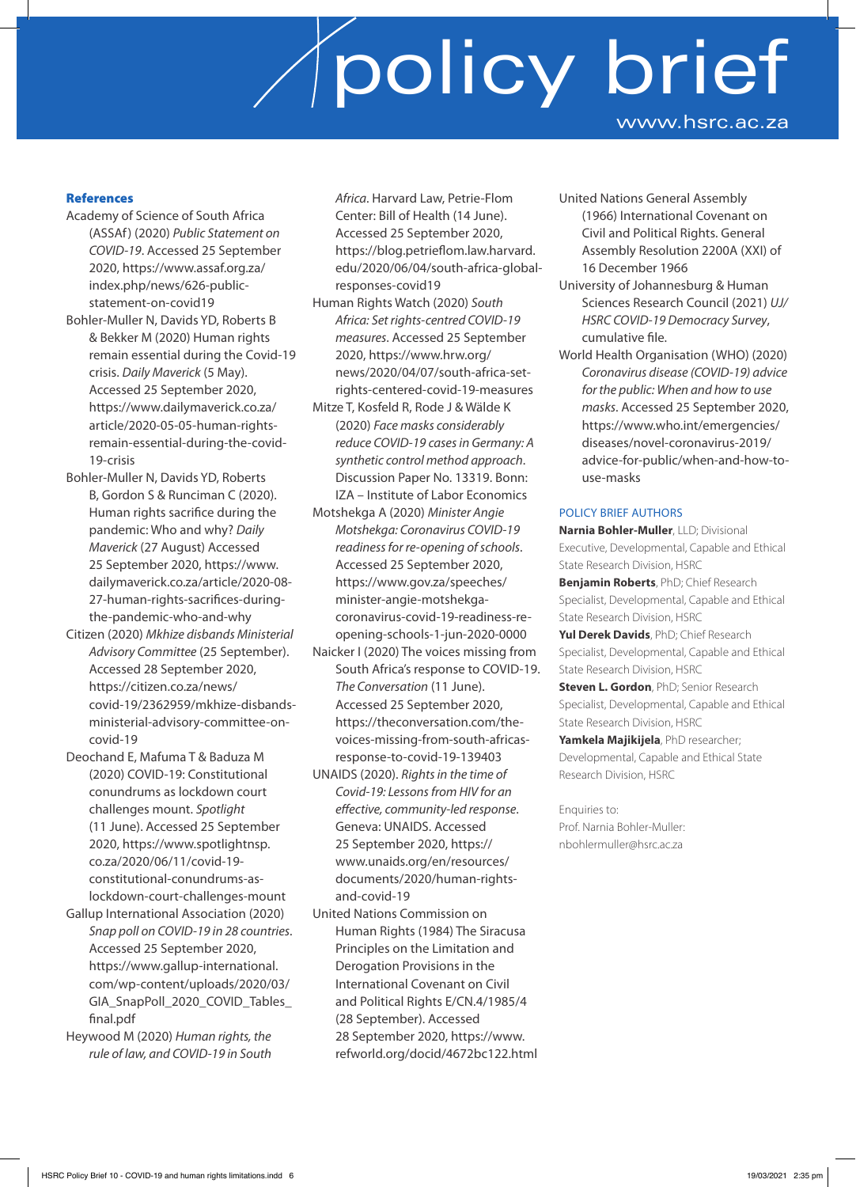## References

Academy of Science of South Africa (ASSAf) (2020) *Public Statement on COVID-19*. Accessed 25 September 2020, https://www.assaf.org.za/index.php/news/626-public-statement-on-covid19

Bohler-Muller N, Davids YD, Roberts B & Bekker M (2020) Human rights remain essential during the Covid-19 crisis. *Daily Maverick* (5 May). Accessed 25 September 2020, https://www.dailymaverick.co.za/article/2020-05-05-human-rights-remain-essential-during-the-covid-19-crisis

Bohler-Muller N, Davids YD, Roberts B, Gordon S & Runciman C (2020). Human rights sacrifice during the pandemic: Who and why? *Daily Maverick* (27 August) Accessed 25 September 2020, https://www.dailymaverick.co.za/article/2020-08-27-human-rights-sacrifices-during-the-pandemic-who-and-why

Citizen (2020) *Mkhize disbands Ministerial Advisory Committee* (25 September). Accessed 28 September 2020, https://citizen.co.za/news/covid-19/2362959/mkhize-disbands-ministerial-advisory-committee-on-covid-19

Deochand E, Mafuma T & Baduza M (2020) COVID-19: Constitutional conundrums as lockdown court challenges mount. *Spotlight* (11 June). Accessed 25 September 2020, https://www.spotlightnsp.co.za/2020/06/11/covid-19-constitutional-conundrums-as-lockdown-court-challenges-mount

Gallup International Association (2020) *Snap poll on COVID-19 in 28 countries*. Accessed 25 September 2020, https://www.gallup-international.com/wp-content/uploads/2020/03/GIA_SnapPoll_2020_COVID_Tables_final.pdf

Heywood M (2020) *Human rights, the rule of law, and COVID-19 in South Africa*. Harvard Law, Petrie-Flom Center: Bill of Health (14 June). Accessed 25 September 2020, https://blog.petrieflom.law.harvard.edu/2020/06/04/south-africa-global-responses-covid19

Human Rights Watch (2020) *South Africa: Set rights-centred COVID-19 measures*. Accessed 25 September 2020, https://www.hrw.org/news/2020/04/07/south-africa-set-rights-centered-covid-19-measures

Mitze T, Kosfeld R, Rode J & Wälde K (2020) *Face masks considerably reduce COVID-19 cases in Germany: A synthetic control method approach*. Discussion Paper No. 13319. Bonn: IZA – Institute of Labor Economics

Motshekga A (2020) *Minister Angie Motshekga: Coronavirus COVID-19 readiness for re-opening of schools*. Accessed 25 September 2020, https://www.gov.za/speeches/minister-angie-motshekga-coronavirus-covid-19-readiness-re-opening-schools-1-jun-2020-0000

Naicker I (2020) The voices missing from South Africa's response to COVID-19. *The Conversation* (11 June). Accessed 25 September 2020, https://theconversation.com/the-voices-missing-from-south-africas-response-to-covid-19-139403

UNAIDS (2020). *Rights in the time of Covid-19: Lessons from HIV for an effective, community-led response*. Geneva: UNAIDS. Accessed 25 September 2020, https://www.unaids.org/en/resources/documents/2020/human-rights-and-covid-19

United Nations Commission on Human Rights (1984) The Siracusa Principles on the Limitation and Derogation Provisions in the International Covenant on Civil and Political Rights E/CN.4/1985/4 (28 September). Accessed 28 September 2020, https://www.refworld.org/docid/4672bc122.html

United Nations General Assembly (1966) International Covenant on Civil and Political Rights. General Assembly Resolution 2200A (XXI) of 16 December 1966

University of Johannesburg & Human Sciences Research Council (2021) *UJ/HSRC COVID-19 Democracy Survey*, cumulative file.

World Health Organisation (WHO) (2020) *Coronavirus disease (COVID-19) advice for the public: When and how to use masks*. Accessed 25 September 2020, https://www.who.int/emergencies/diseases/novel-coronavirus-2019/advice-for-public/when-and-how-to-use-masks

### POLICY BRIEF AUTHORS

**Narnia Bohler-Muller**, LLD; Divisional Executive, Developmental, Capable and Ethical State Research Division, HSRC

**Benjamin Roberts**, PhD; Chief Research Specialist, Developmental, Capable and Ethical State Research Division, HSRC

**Yul Derek Davids**, PhD; Chief Research Specialist, Developmental, Capable and Ethical State Research Division, HSRC

**Steven L. Gordon**, PhD; Senior Research Specialist, Developmental, Capable and Ethical State Research Division, HSRC

**Yamkela Majikijela**, PhD researcher; Developmental, Capable and Ethical State Research Division, HSRC

Enquiries to:
Prof. Narnia Bohler-Muller:
nbohlermuller@hsrc.ac.za